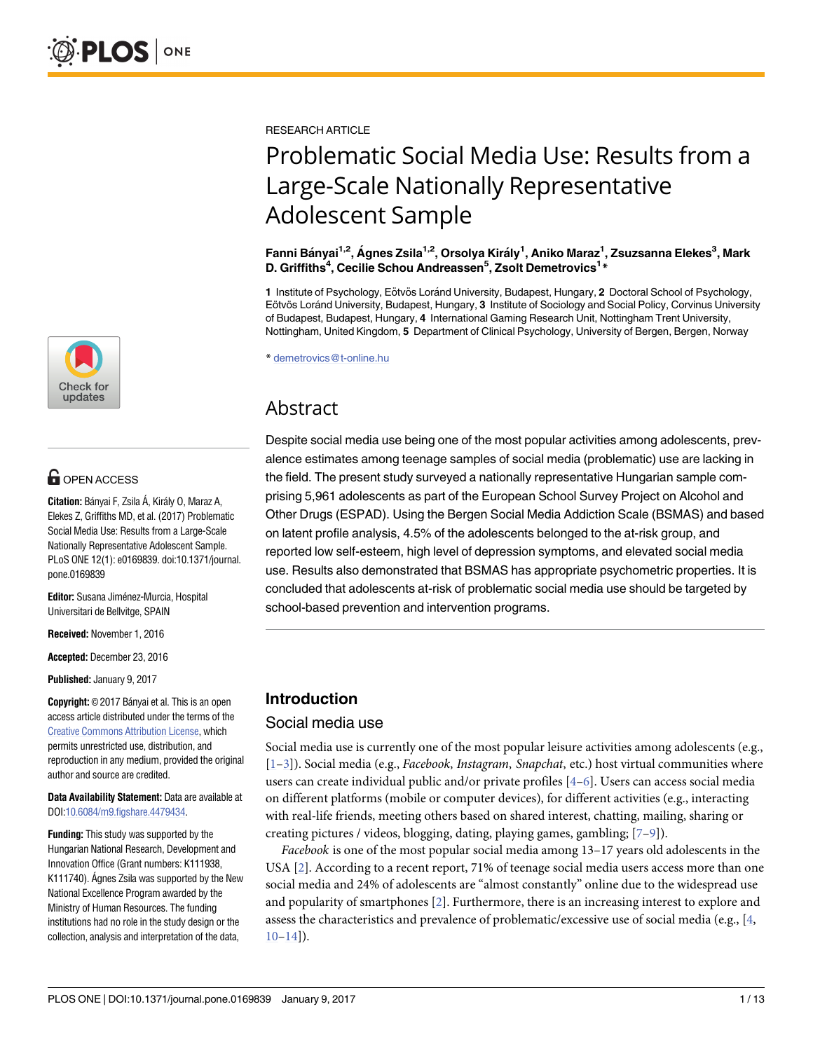RESEARCH ARTICLE

# Problematic Social Media Use: Results from a Large-Scale Nationally Representative Adolescent Sample

**Fanni Bányai[1,2], Ágnes Zsila[1,2], Orsolya Király[1], Aniko Maraz[1], Zsuzsanna Elekes[3], Mark D. Griffiths[4], Cecilie Schou Andreassen[5], Zsolt Demetrovics[1]***

**1** Institute of Psychology, Eötvös Loránd University, Budapest, Hungary, **2** Doctoral School of Psychology, Eötvös Loránd University, Budapest, Hungary, **3** Institute of Sociology and Social Policy, Corvinus University of Budapest, Budapest, Hungary, **4** International Gaming Research Unit, Nottingham Trent University, Nottingham, United Kingdom, **5** Department of Clinical Psychology, University of Bergen, Bergen, Norway

* demetrovics@t-online.hu

OPEN ACCESS

**Citation:** Bányai F, Zsila Á, Király O, Maraz A, Elekes Z, Griffiths MD, et al. (2017) Problematic Social Media Use: Results from a Large-Scale Nationally Representative Adolescent Sample. PLoS ONE 12(1): e0169839. doi:10.1371/journal.pone.0169839

**Editor:** Susana Jiménez-Murcia, Hospital Universitari de Bellvitge, SPAIN

**Received:** November 1, 2016

**Accepted:** December 23, 2016

**Published:** January 9, 2017

**Copyright:** © 2017 Bányai et al. This is an open access article distributed under the terms of the Creative Commons Attribution License, which permits unrestricted use, distribution, and reproduction in any medium, provided the original author and source are credited.

**Data Availability Statement:** Data are available at DOI:10.6084/m9.figshare.4479434.

**Funding:** This study was supported by the Hungarian National Research, Development and Innovation Office (Grant numbers: K111938, K111740). Ágnes Zsila was supported by the New National Excellence Program awarded by the Ministry of Human Resources. The funding institutions had no role in the study design or the collection, analysis and interpretation of the data,

## Abstract

Despite social media use being one of the most popular activities among adolescents, prevalence estimates among teenage samples of social media (problematic) use are lacking in the field. The present study surveyed a nationally representative Hungarian sample comprising 5,961 adolescents as part of the European School Survey Project on Alcohol and Other Drugs (ESPAD). Using the Bergen Social Media Addiction Scale (BSMAS) and based on latent profile analysis, 4.5% of the adolescents belonged to the at-risk group, and reported low self-esteem, high level of depression symptoms, and elevated social media use. Results also demonstrated that BSMAS has appropriate psychometric properties. It is concluded that adolescents at-risk of problematic social media use should be targeted by school-based prevention and intervention programs.

## Introduction

### Social media use

Social media use is currently one of the most popular leisure activities among adolescents (e.g., [1–3]). Social media (e.g., *Facebook*, *Instagram*, *Snapchat*, etc.) host virtual communities where users can create individual public and/or private profiles [4–6]. Users can access social media on different platforms (mobile or computer devices), for different activities (e.g., interacting with real-life friends, meeting others based on shared interest, chatting, mailing, sharing or creating pictures / videos, blogging, dating, playing games, gambling; [7–9]).

*Facebook* is one of the most popular social media among 13–17 years old adolescents in the USA [2]. According to a recent report, 71% of teenage social media users access more than one social media and 24% of adolescents are "almost constantly" online due to the widespread use and popularity of smartphones [2]. Furthermore, there is an increasing interest to explore and assess the characteristics and prevalence of problematic/excessive use of social media (e.g., [4, 10–14]).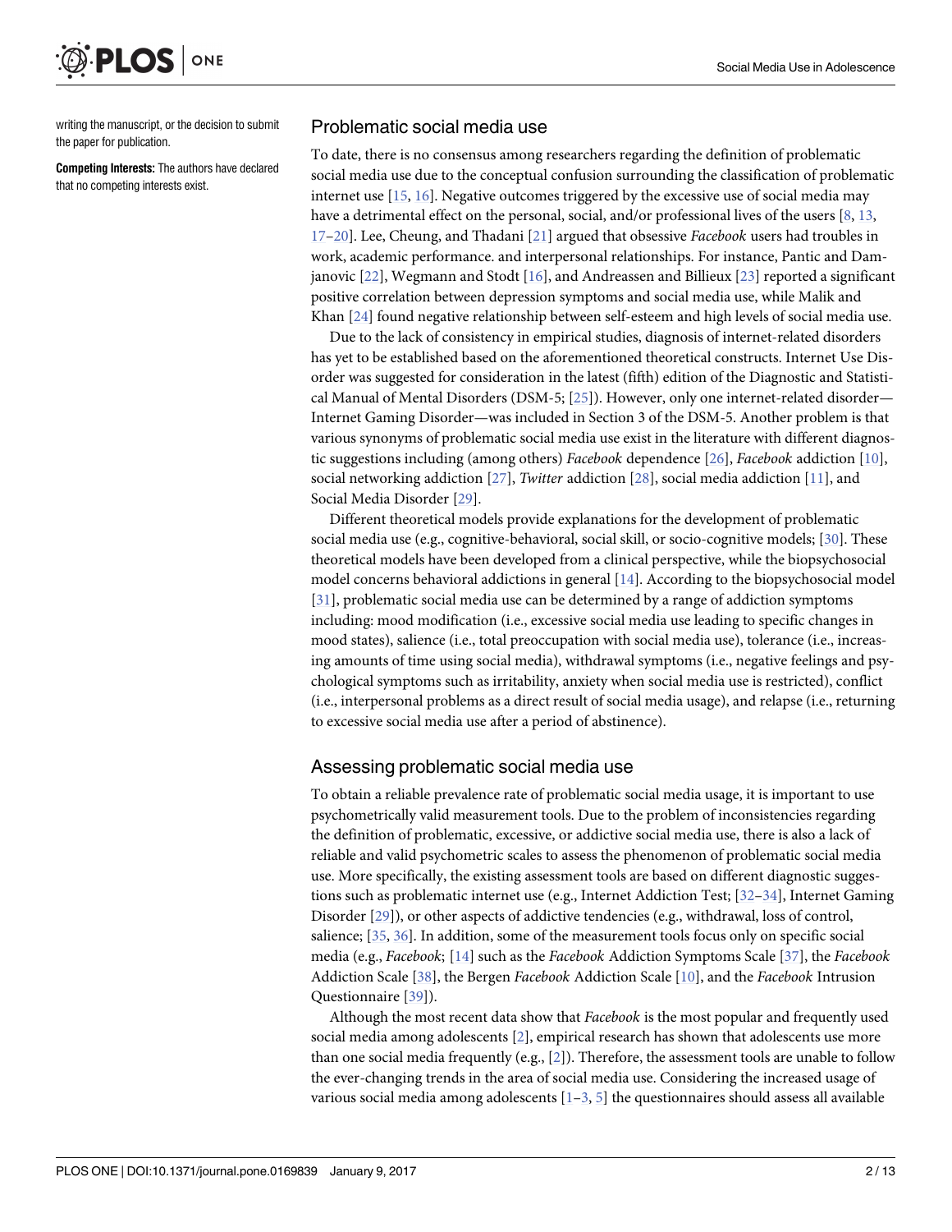writing the manuscript, or the decision to submit the paper for publication.

**Competing Interests:** The authors have declared that no competing interests exist.

## Problematic social media use

To date, there is no consensus among researchers regarding the definition of problematic social media use due to the conceptual confusion surrounding the classification of problematic internet use [15, 16]. Negative outcomes triggered by the excessive use of social media may have a detrimental effect on the personal, social, and/or professional lives of the users [8, 13, 17–20]. Lee, Cheung, and Thadani [21] argued that obsessive *Facebook* users had troubles in work, academic performance. and interpersonal relationships. For instance, Pantic and Damjanovic [22], Wegmann and Stodt [16], and Andreassen and Billieux [23] reported a significant positive correlation between depression symptoms and social media use, while Malik and Khan [24] found negative relationship between self-esteem and high levels of social media use.

Due to the lack of consistency in empirical studies, diagnosis of internet-related disorders has yet to be established based on the aforementioned theoretical constructs. Internet Use Disorder was suggested for consideration in the latest (fifth) edition of the Diagnostic and Statistical Manual of Mental Disorders (DSM-5; [25]). However, only one internet-related disorder—Internet Gaming Disorder—was included in Section 3 of the DSM-5. Another problem is that various synonyms of problematic social media use exist in the literature with different diagnostic suggestions including (among others) *Facebook* dependence [26], *Facebook* addiction [10], social networking addiction [27], *Twitter* addiction [28], social media addiction [11], and Social Media Disorder [29].

Different theoretical models provide explanations for the development of problematic social media use (e.g., cognitive-behavioral, social skill, or socio-cognitive models; [30]. These theoretical models have been developed from a clinical perspective, while the biopsychosocial model concerns behavioral addictions in general [14]. According to the biopsychosocial model [31], problematic social media use can be determined by a range of addiction symptoms including: mood modification (i.e., excessive social media use leading to specific changes in mood states), salience (i.e., total preoccupation with social media use), tolerance (i.e., increasing amounts of time using social media), withdrawal symptoms (i.e., negative feelings and psychological symptoms such as irritability, anxiety when social media use is restricted), conflict (i.e., interpersonal problems as a direct result of social media usage), and relapse (i.e., returning to excessive social media use after a period of abstinence).

## Assessing problematic social media use

To obtain a reliable prevalence rate of problematic social media usage, it is important to use psychometrically valid measurement tools. Due to the problem of inconsistencies regarding the definition of problematic, excessive, or addictive social media use, there is also a lack of reliable and valid psychometric scales to assess the phenomenon of problematic social media use. More specifically, the existing assessment tools are based on different diagnostic suggestions such as problematic internet use (e.g., Internet Addiction Test; [32–34], Internet Gaming Disorder [29]), or other aspects of addictive tendencies (e.g., withdrawal, loss of control, salience; [35, 36]. In addition, some of the measurement tools focus only on specific social media (e.g., *Facebook*; [14] such as the *Facebook* Addiction Symptoms Scale [37], the *Facebook* Addiction Scale [38], the Bergen *Facebook* Addiction Scale [10], and the *Facebook* Intrusion Questionnaire [39]).

Although the most recent data show that *Facebook* is the most popular and frequently used social media among adolescents [2], empirical research has shown that adolescents use more than one social media frequently (e.g., [2]). Therefore, the assessment tools are unable to follow the ever-changing trends in the area of social media use. Considering the increased usage of various social media among adolescents [1–3, 5] the questionnaires should assess all available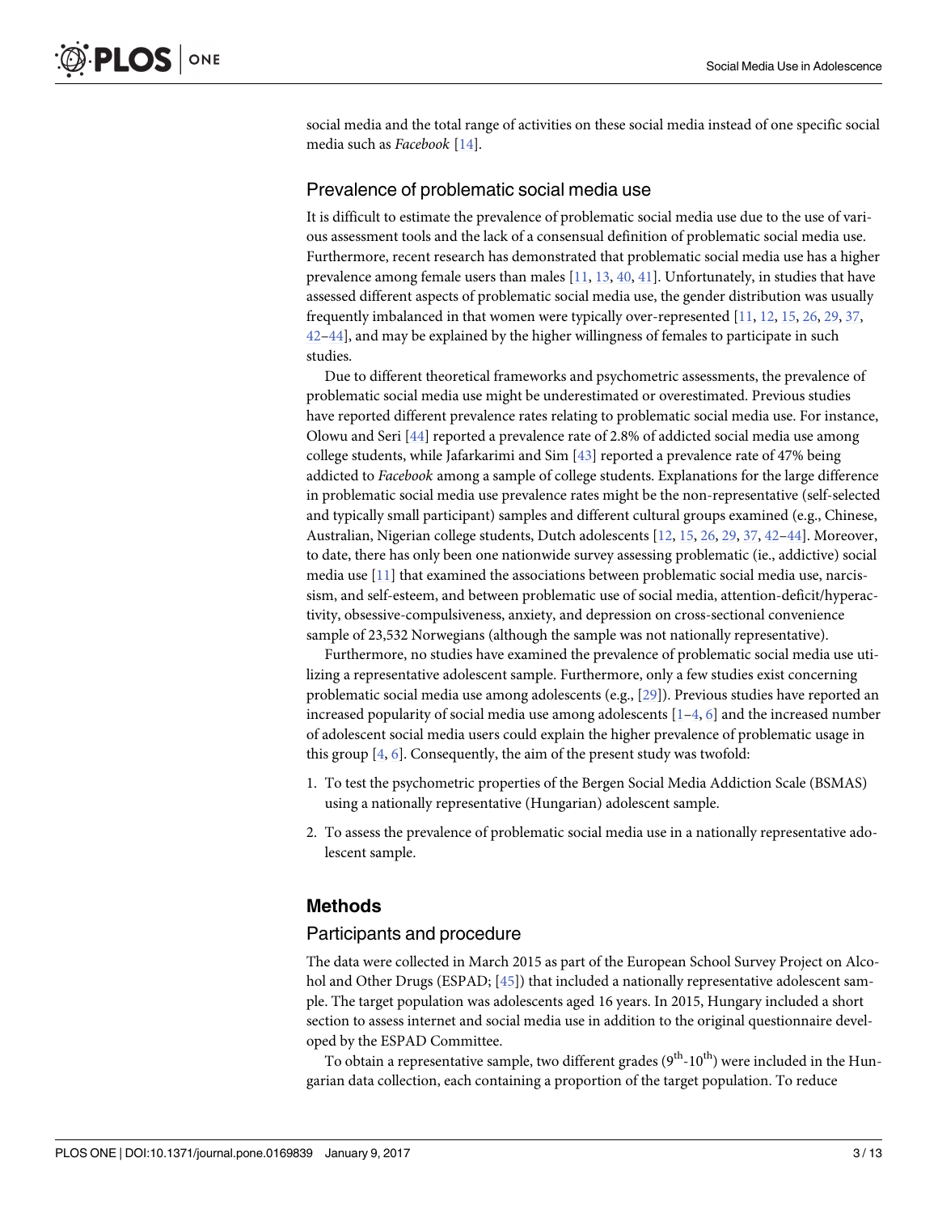social media and the total range of activities on these social media instead of one specific social media such as *Facebook* [14].

## Prevalence of problematic social media use

It is difficult to estimate the prevalence of problematic social media use due to the use of various assessment tools and the lack of a consensual definition of problematic social media use. Furthermore, recent research has demonstrated that problematic social media use has a higher prevalence among female users than males [11, 13, 40, 41]. Unfortunately, in studies that have assessed different aspects of problematic social media use, the gender distribution was usually frequently imbalanced in that women were typically over-represented [11, 12, 15, 26, 29, 37, 42–44], and may be explained by the higher willingness of females to participate in such studies.

Due to different theoretical frameworks and psychometric assessments, the prevalence of problematic social media use might be underestimated or overestimated. Previous studies have reported different prevalence rates relating to problematic social media use. For instance, Olowu and Seri [44] reported a prevalence rate of 2.8% of addicted social media use among college students, while Jafarkarimi and Sim [43] reported a prevalence rate of 47% being addicted to *Facebook* among a sample of college students. Explanations for the large difference in problematic social media use prevalence rates might be the non-representative (self-selected and typically small participant) samples and different cultural groups examined (e.g., Chinese, Australian, Nigerian college students, Dutch adolescents [12, 15, 26, 29, 37, 42–44]. Moreover, to date, there has only been one nationwide survey assessing problematic (ie., addictive) social media use [11] that examined the associations between problematic social media use, narcissism, and self-esteem, and between problematic use of social media, attention-deficit/hyperactivity, obsessive-compulsiveness, anxiety, and depression on cross-sectional convenience sample of 23,532 Norwegians (although the sample was not nationally representative).

Furthermore, no studies have examined the prevalence of problematic social media use utilizing a representative adolescent sample. Furthermore, only a few studies exist concerning problematic social media use among adolescents (e.g., [29]). Previous studies have reported an increased popularity of social media use among adolescents [1–4, 6] and the increased number of adolescent social media users could explain the higher prevalence of problematic usage in this group [4, 6]. Consequently, the aim of the present study was twofold:

1. To test the psychometric properties of the Bergen Social Media Addiction Scale (BSMAS) using a nationally representative (Hungarian) adolescent sample.
2. To assess the prevalence of problematic social media use in a nationally representative adolescent sample.

# Methods

## Participants and procedure

The data were collected in March 2015 as part of the European School Survey Project on Alcohol and Other Drugs (ESPAD; [45]) that included a nationally representative adolescent sample. The target population was adolescents aged 16 years. In 2015, Hungary included a short section to assess internet and social media use in addition to the original questionnaire developed by the ESPAD Committee.

To obtain a representative sample, two different grades ($9^{th}$-$10^{th}$) were included in the Hungarian data collection, each containing a proportion of the target population. To reduce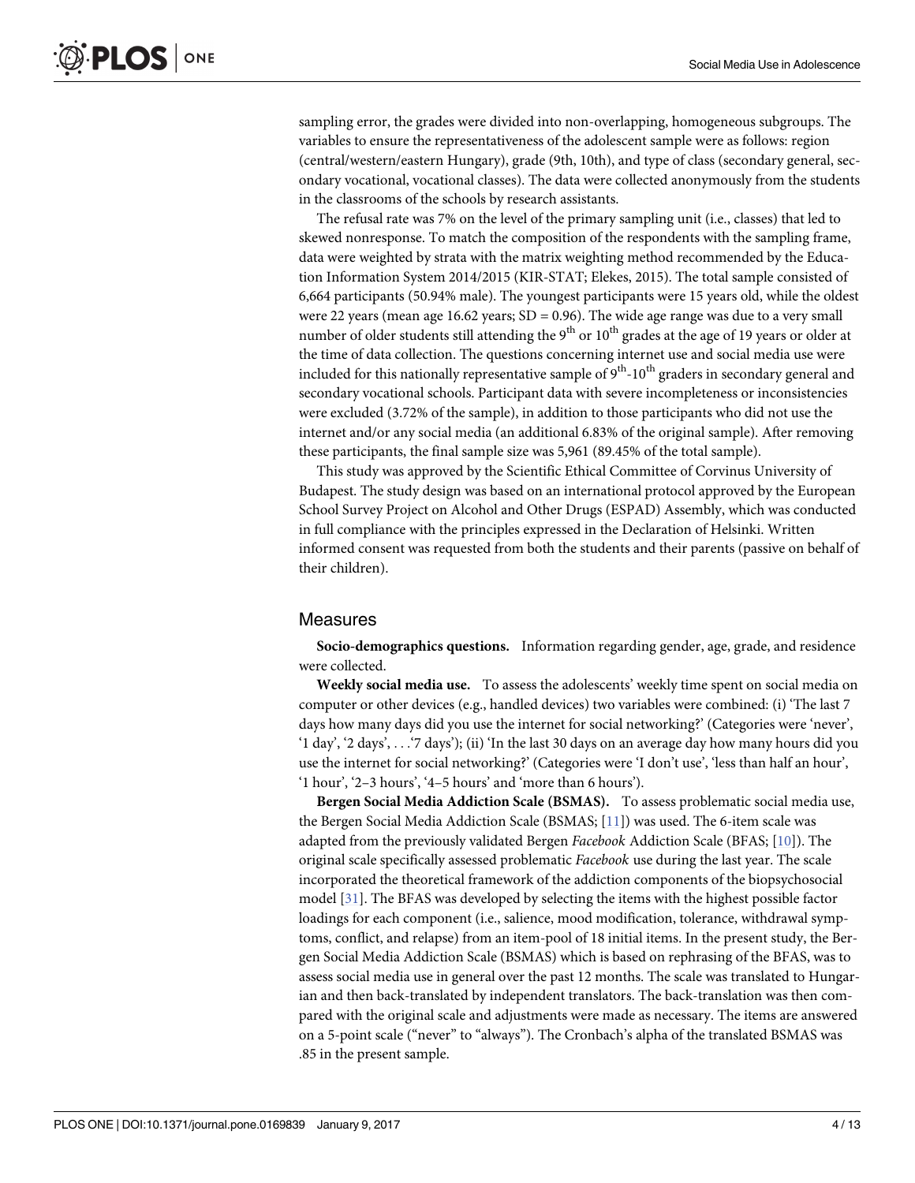sampling error, the grades were divided into non-overlapping, homogeneous subgroups. The variables to ensure the representativeness of the adolescent sample were as follows: region (central/western/eastern Hungary), grade (9th, 10th), and type of class (secondary general, secondary vocational, vocational classes). The data were collected anonymously from the students in the classrooms of the schools by research assistants.

The refusal rate was 7% on the level of the primary sampling unit (i.e., classes) that led to skewed nonresponse. To match the composition of the respondents with the sampling frame, data were weighted by strata with the matrix weighting method recommended by the Education Information System 2014/2015 (KIR-STAT; Elekes, 2015). The total sample consisted of 6,664 participants (50.94% male). The youngest participants were 15 years old, while the oldest were 22 years (mean age 16.62 years; SD = 0.96). The wide age range was due to a very small number of older students still attending the 9th or 10th grades at the age of 19 years or older at the time of data collection. The questions concerning internet use and social media use were included for this nationally representative sample of 9th-10th graders in secondary general and secondary vocational schools. Participant data with severe incompleteness or inconsistencies were excluded (3.72% of the sample), in addition to those participants who did not use the internet and/or any social media (an additional 6.83% of the original sample). After removing these participants, the final sample size was 5,961 (89.45% of the total sample).

This study was approved by the Scientific Ethical Committee of Corvinus University of Budapest. The study design was based on an international protocol approved by the European School Survey Project on Alcohol and Other Drugs (ESPAD) Assembly, which was conducted in full compliance with the principles expressed in the Declaration of Helsinki. Written informed consent was requested from both the students and their parents (passive on behalf of their children).

## Measures

**Socio-demographics questions.** Information regarding gender, age, grade, and residence were collected.

**Weekly social media use.** To assess the adolescents' weekly time spent on social media on computer or other devices (e.g., handled devices) two variables were combined: (i) 'The last 7 days how many days did you use the internet for social networking?' (Categories were 'never', '1 day', '2 days', . . .'7 days'); (ii) 'In the last 30 days on an average day how many hours did you use the internet for social networking?' (Categories were 'I don't use', 'less than half an hour', '1 hour', '2–3 hours', '4–5 hours' and 'more than 6 hours').

**Bergen Social Media Addiction Scale (BSMAS).** To assess problematic social media use, the Bergen Social Media Addiction Scale (BSMAS; [11]) was used. The 6-item scale was adapted from the previously validated Bergen *Facebook* Addiction Scale (BFAS; [10]). The original scale specifically assessed problematic *Facebook* use during the last year. The scale incorporated the theoretical framework of the addiction components of the biopsychosocial model [31]. The BFAS was developed by selecting the items with the highest possible factor loadings for each component (i.e., salience, mood modification, tolerance, withdrawal symptoms, conflict, and relapse) from an item-pool of 18 initial items. In the present study, the Bergen Social Media Addiction Scale (BSMAS) which is based on rephrasing of the BFAS, was to assess social media use in general over the past 12 months. The scale was translated to Hungarian and then back-translated by independent translators. The back-translation was then compared with the original scale and adjustments were made as necessary. The items are answered on a 5-point scale ("never" to "always"). The Cronbach's alpha of the translated BSMAS was .85 in the present sample.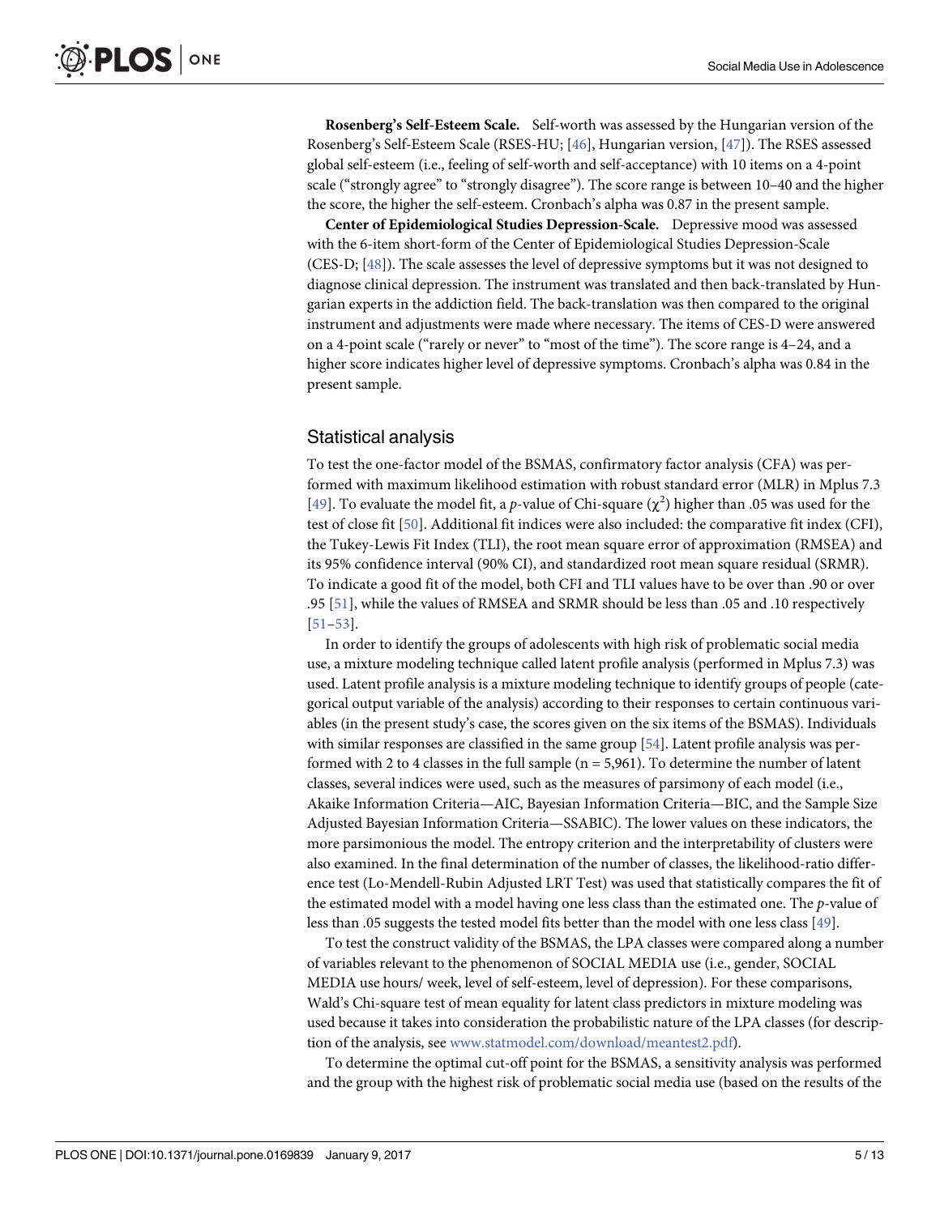**Rosenberg's Self-Esteem Scale.** Self-worth was assessed by the Hungarian version of the Rosenberg's Self-Esteem Scale (RSES-HU; [46], Hungarian version, [47]). The RSES assessed global self-esteem (i.e., feeling of self-worth and self-acceptance) with 10 items on a 4-point scale ("strongly agree" to "strongly disagree"). The score range is between 10–40 and the higher the score, the higher the self-esteem. Cronbach's alpha was 0.87 in the present sample.

**Center of Epidemiological Studies Depression-Scale.** Depressive mood was assessed with the 6-item short-form of the Center of Epidemiological Studies Depression-Scale (CES-D; [48]). The scale assesses the level of depressive symptoms but it was not designed to diagnose clinical depression. The instrument was translated and then back-translated by Hungarian experts in the addiction field. The back-translation was then compared to the original instrument and adjustments were made where necessary. The items of CES-D were answered on a 4-point scale ("rarely or never" to "most of the time"). The score range is 4–24, and a higher score indicates higher level of depressive symptoms. Cronbach's alpha was 0.84 in the present sample.

## Statistical analysis

To test the one-factor model of the BSMAS, confirmatory factor analysis (CFA) was performed with maximum likelihood estimation with robust standard error (MLR) in Mplus 7.3 [49]. To evaluate the model fit, a *p*-value of Chi-square ($\chi^2$) higher than .05 was used for the test of close fit [50]. Additional fit indices were also included: the comparative fit index (CFI), the Tukey-Lewis Fit Index (TLI), the root mean square error of approximation (RMSEA) and its 95% confidence interval (90% CI), and standardized root mean square residual (SRMR). To indicate a good fit of the model, both CFI and TLI values have to be over than .90 or over .95 [51], while the values of RMSEA and SRMR should be less than .05 and .10 respectively [51–53].

In order to identify the groups of adolescents with high risk of problematic social media use, a mixture modeling technique called latent profile analysis (performed in Mplus 7.3) was used. Latent profile analysis is a mixture modeling technique to identify groups of people (categorical output variable of the analysis) according to their responses to certain continuous variables (in the present study's case, the scores given on the six items of the BSMAS). Individuals with similar responses are classified in the same group [54]. Latent profile analysis was performed with 2 to 4 classes in the full sample (n = 5,961). To determine the number of latent classes, several indices were used, such as the measures of parsimony of each model (i.e., Akaike Information Criteria—AIC, Bayesian Information Criteria—BIC, and the Sample Size Adjusted Bayesian Information Criteria—SSABIC). The lower values on these indicators, the more parsimonious the model. The entropy criterion and the interpretability of clusters were also examined. In the final determination of the number of classes, the likelihood-ratio difference test (Lo-Mendell-Rubin Adjusted LRT Test) was used that statistically compares the fit of the estimated model with a model having one less class than the estimated one. The *p*-value of less than .05 suggests the tested model fits better than the model with one less class [49].

To test the construct validity of the BSMAS, the LPA classes were compared along a number of variables relevant to the phenomenon of SOCIAL MEDIA use (i.e., gender, SOCIAL MEDIA use hours/ week, level of self-esteem, level of depression). For these comparisons, Wald's Chi-square test of mean equality for latent class predictors in mixture modeling was used because it takes into consideration the probabilistic nature of the LPA classes (for description of the analysis, see www.statmodel.com/download/meantest2.pdf).

To determine the optimal cut-off point for the BSMAS, a sensitivity analysis was performed and the group with the highest risk of problematic social media use (based on the results of the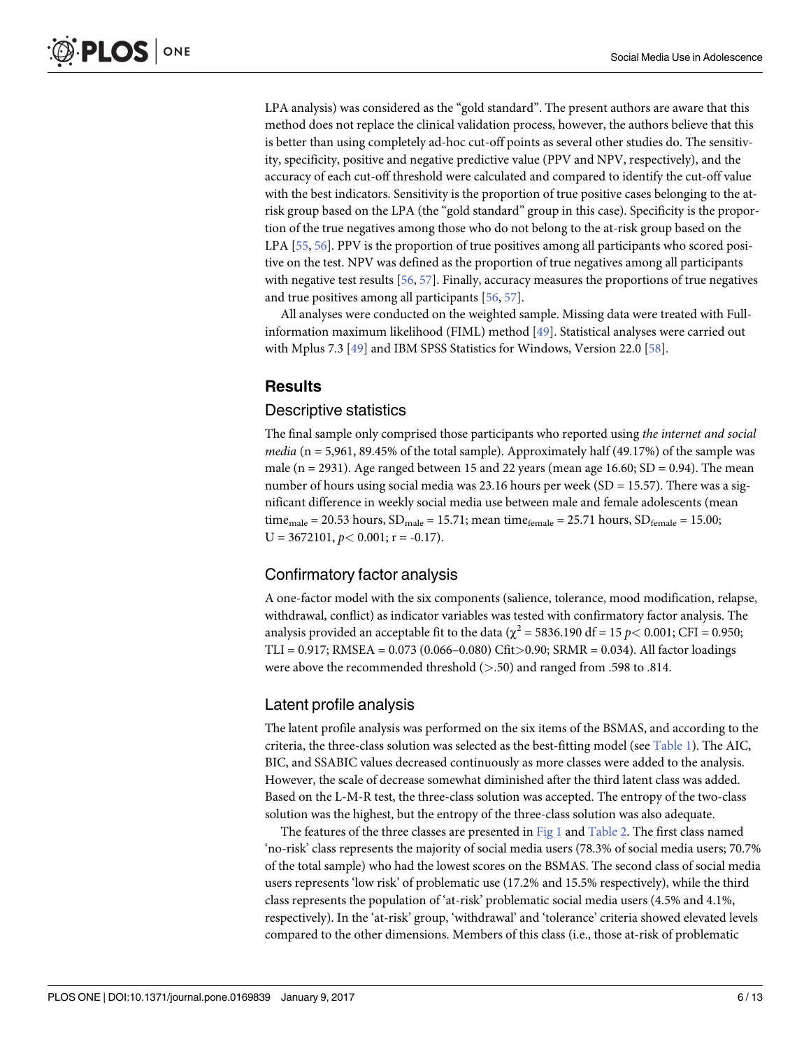LPA analysis) was considered as the "gold standard". The present authors are aware that this method does not replace the clinical validation process, however, the authors believe that this is better than using completely ad-hoc cut-off points as several other studies do. The sensitivity, specificity, positive and negative predictive value (PPV and NPV, respectively), and the accuracy of each cut-off threshold were calculated and compared to identify the cut-off value with the best indicators. Sensitivity is the proportion of true positive cases belonging to the at-risk group based on the LPA (the "gold standard" group in this case). Specificity is the proportion of the true negatives among those who do not belong to the at-risk group based on the LPA [55, 56]. PPV is the proportion of true positives among all participants who scored positive on the test. NPV was defined as the proportion of true negatives among all participants with negative test results [56, 57]. Finally, accuracy measures the proportions of true negatives and true positives among all participants [56, 57].

All analyses were conducted on the weighted sample. Missing data were treated with Full-information maximum likelihood (FIML) method [49]. Statistical analyses were carried out with Mplus 7.3 [49] and IBM SPSS Statistics for Windows, Version 22.0 [58].

## Results

### Descriptive statistics

The final sample only comprised those participants who reported using *the internet and social media* (n = 5,961, 89.45% of the total sample). Approximately half (49.17%) of the sample was male (n = 2931). Age ranged between 15 and 22 years (mean age 16.60; SD = 0.94). The mean number of hours using social media was 23.16 hours per week (SD = 15.57). There was a significant difference in weekly social media use between male and female adolescents (mean $\text{time}_{\text{male}}$ = 20.53 hours, $\text{SD}_{\text{male}}$ = 15.71; mean $\text{time}_{\text{female}}$ = 25.71 hours, $\text{SD}_{\text{female}}$ = 15.00; U = 3672101, $p < 0.001$; r = -0.17).

### Confirmatory factor analysis

A one-factor model with the six components (salience, tolerance, mood modification, relapse, withdrawal, conflict) as indicator variables was tested with confirmatory factor analysis. The analysis provided an acceptable fit to the data ($\chi^2$ = 5836.190 df = 15 $p < 0.001$; CFI = 0.950; TLI = 0.917; RMSEA = 0.073 (0.066–0.080) Cfit>0.90; SRMR = 0.034). All factor loadings were above the recommended threshold (>.50) and ranged from .598 to .814.

### Latent profile analysis

The latent profile analysis was performed on the six items of the BSMAS, and according to the criteria, the three-class solution was selected as the best-fitting model (see Table 1). The AIC, BIC, and SSABIC values decreased continuously as more classes were added to the analysis. However, the scale of decrease somewhat diminished after the third latent class was added. Based on the L-M-R test, the three-class solution was accepted. The entropy of the two-class solution was the highest, but the entropy of the three-class solution was also adequate.

The features of the three classes are presented in Fig 1 and Table 2. The first class named 'no-risk' class represents the majority of social media users (78.3% of social media users; 70.7% of the total sample) who had the lowest scores on the BSMAS. The second class of social media users represents 'low risk' of problematic use (17.2% and 15.5% respectively), while the third class represents the population of 'at-risk' problematic social media users (4.5% and 4.1%, respectively). In the 'at-risk' group, 'withdrawal' and 'tolerance' criteria showed elevated levels compared to the other dimensions. Members of this class (i.e., those at-risk of problematic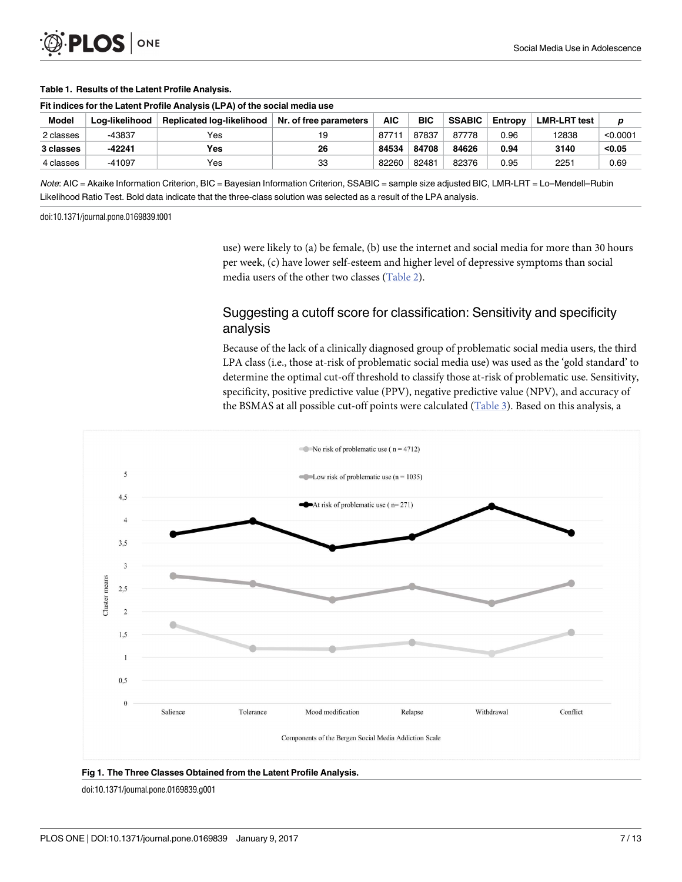**Table 1. Results of the Latent Profile Analysis.**

| Fit indices for the Latent Profile Analysis (LPA) of the social media use | | | | | | | | | |
|---|---|---|---|---|---|---|---|---|---|
| Model | Log-likelihood | Replicated log-likelihood | Nr. of free parameters | AIC | BIC | SSABIC | Entropy | LMR-LRT test | p |
| 2 classes | -43837 | Yes | 19 | 87711 | 87837 | 87778 | 0.96 | 12838 | <0.0001 |
| **3 classes** | **-42241** | **Yes** | **26** | **84534** | **84708** | **84626** | **0.94** | **3140** | **<0.05** |
| 4 classes | -41097 | Yes | 33 | 82260 | 82481 | 82376 | 0.95 | 2251 | 0.69 |

*Note*: AIC = Akaike Information Criterion, BIC = Bayesian Information Criterion, SSABIC = sample size adjusted BIC, LMR-LRT = Lo–Mendell–Rubin Likelihood Ratio Test. Bold data indicate that the three-class solution was selected as a result of the LPA analysis.

doi:10.1371/journal.pone.0169839.t001

use) were likely to (a) be female, (b) use the internet and social media for more than 30 hours per week, (c) have lower self-esteem and higher level of depressive symptoms than social media users of the other two classes (Table 2).

## Suggesting a cutoff score for classification: Sensitivity and specificity analysis

Because of the lack of a clinically diagnosed group of problematic social media users, the third LPA class (i.e., those at-risk of problematic social media use) was used as the 'gold standard' to determine the optimal cut-off threshold to classify those at-risk of problematic use. Sensitivity, specificity, positive predictive value (PPV), negative predictive value (NPV), and accuracy of the BSMAS at all possible cut-off points were calculated (Table 3). Based on this analysis, a

**Fig 1. The Three Classes Obtained from the Latent Profile Analysis.**

doi:10.1371/journal.pone.0169839.g001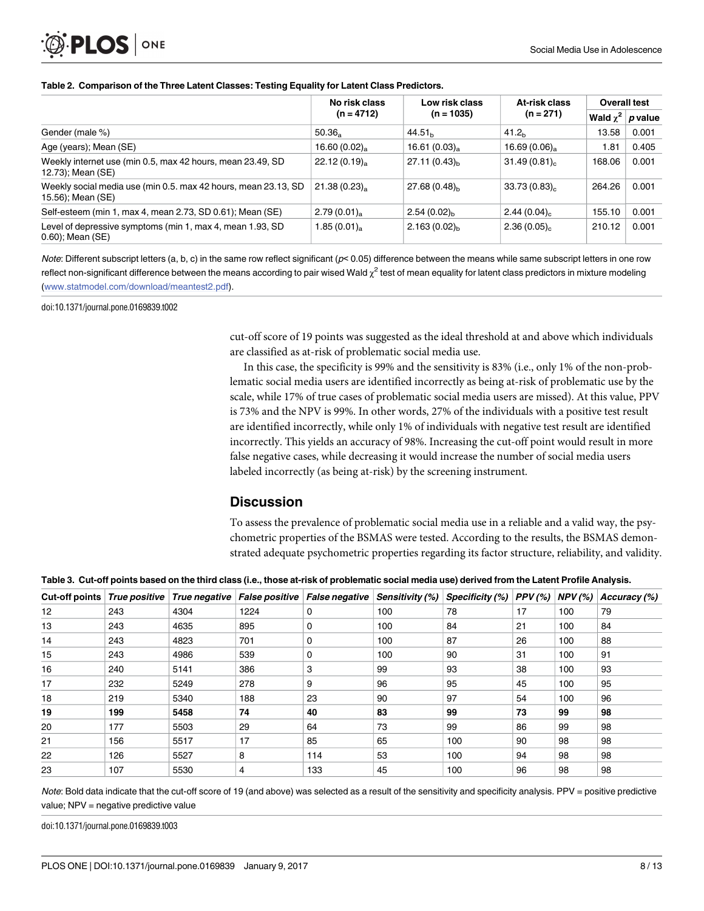**Table 2. Comparison of the Three Latent Classes: Testing Equality for Latent Class Predictors.**

| | No risk class (n = 4712) | Low risk class (n = 1035) | At-risk class (n = 271) | Overall test | |
|---|---|---|---|---|---|
| | | | | Wald $\chi^2$ | *p* value |
| Gender (male %) | $50.36_a$ | $44.51_b$ | $41.2_b$ | 13.58 | 0.001 |
| Age (years); Mean (SE) | $16.60\ (0.02)_a$ | $16.61\ (0.03)_a$ | $16.69\ (0.06)_a$ | 1.81 | 0.405 |
| Weekly internet use (min 0.5, max 42 hours, mean 23.49, SD 12.73); Mean (SE) | $22.12\ (0.19)_a$ | $27.11\ (0.43)_b$ | $31.49\ (0.81)_c$ | 168.06 | 0.001 |
| Weekly social media use (min 0.5. max 42 hours, mean 23.13, SD 15.56); Mean (SE) | $21.38\ (0.23)_a$ | $27.68\ (0.48)_b$ | $33.73\ (0.83)_c$ | 264.26 | 0.001 |
| Self-esteem (min 1, max 4, mean 2.73, SD 0.61); Mean (SE) | $2.79\ (0.01)_a$ | $2.54\ (0.02)_b$ | $2.44\ (0.04)_c$ | 155.10 | 0.001 |
| Level of depressive symptoms (min 1, max 4, mean 1.93, SD 0.60); Mean (SE) | $1.85\ (0.01)_a$ | $2.163\ (0.02)_b$ | $2.36\ (0.05)_c$ | 210.12 | 0.001 |

*Note*: Different subscript letters (a, b, c) in the same row reflect significant ($p$< 0.05) difference between the means while same subscript letters in one row reflect non-significant difference between the means according to pair wised Wald $\chi^2$ test of mean equality for latent class predictors in mixture modeling (www.statmodel.com/download/meantest2.pdf).

doi:10.1371/journal.pone.0169839.t002

cut-off score of 19 points was suggested as the ideal threshold at and above which individuals are classified as at-risk of problematic social media use.

In this case, the specificity is 99% and the sensitivity is 83% (i.e., only 1% of the non-problematic social media users are identified incorrectly as being at-risk of problematic use by the scale, while 17% of true cases of problematic social media users are missed). At this value, PPV is 73% and the NPV is 99%. In other words, 27% of the individuals with a positive test result are identified incorrectly, while only 1% of individuals with negative test result are identified incorrectly. This yields an accuracy of 98%. Increasing the cut-off point would result in more false negative cases, while decreasing it would increase the number of social media users labeled incorrectly (as being at-risk) by the screening instrument.

## Discussion

To assess the prevalence of problematic social media use in a reliable and a valid way, the psychometric properties of the BSMAS were tested. According to the results, the BSMAS demonstrated adequate psychometric properties regarding its factor structure, reliability, and validity.

**Table 3. Cut-off points based on the third class (i.e., those at-risk of problematic social media use) derived from the Latent Profile Analysis.**

| Cut-off points | *True positive* | *True negative* | *False positive* | *False negative* | *Sensitivity (%)* | *Specificity (%)* | *PPV (%)* | *NPV (%)* | *Accuracy (%)* |
|---|---|---|---|---|---|---|---|---|---|
| 12 | 243 | 4304 | 1224 | 0 | 100 | 78 | 17 | 100 | 79 |
| 13 | 243 | 4635 | 895 | 0 | 100 | 84 | 21 | 100 | 84 |
| 14 | 243 | 4823 | 701 | 0 | 100 | 87 | 26 | 100 | 88 |
| 15 | 243 | 4986 | 539 | 0 | 100 | 90 | 31 | 100 | 91 |
| 16 | 240 | 5141 | 386 | 3 | 99 | 93 | 38 | 100 | 93 |
| 17 | 232 | 5249 | 278 | 9 | 96 | 95 | 45 | 100 | 95 |
| 18 | 219 | 5340 | 188 | 23 | 90 | 97 | 54 | 100 | 96 |
| **19** | **199** | **5458** | **74** | **40** | **83** | **99** | **73** | **99** | **98** |
| 20 | 177 | 5503 | 29 | 64 | 73 | 99 | 86 | 99 | 98 |
| 21 | 156 | 5517 | 17 | 85 | 65 | 100 | 90 | 98 | 98 |
| 22 | 126 | 5527 | 8 | 114 | 53 | 100 | 94 | 98 | 98 |
| 23 | 107 | 5530 | 4 | 133 | 45 | 100 | 96 | 98 | 98 |

*Note*: Bold data indicate that the cut-off score of 19 (and above) was selected as a result of the sensitivity and specificity analysis. PPV = positive predictive value; NPV = negative predictive value

doi:10.1371/journal.pone.0169839.t003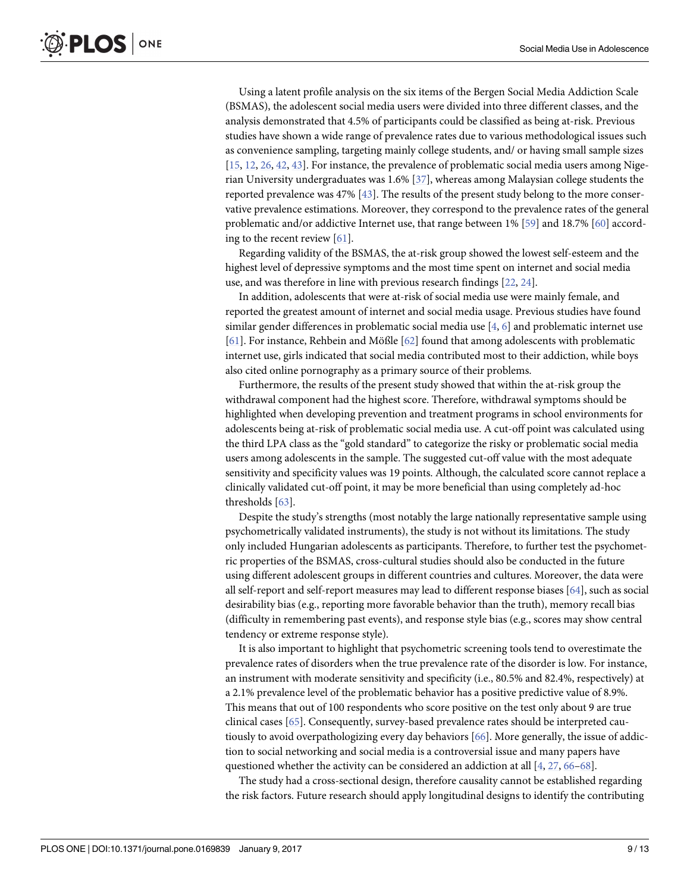Using a latent profile analysis on the six items of the Bergen Social Media Addiction Scale (BSMAS), the adolescent social media users were divided into three different classes, and the analysis demonstrated that 4.5% of participants could be classified as being at-risk. Previous studies have shown a wide range of prevalence rates due to various methodological issues such as convenience sampling, targeting mainly college students, and/ or having small sample sizes [15, 12, 26, 42, 43]. For instance, the prevalence of problematic social media users among Nigerian University undergraduates was 1.6% [37], whereas among Malaysian college students the reported prevalence was 47% [43]. The results of the present study belong to the more conservative prevalence estimations. Moreover, they correspond to the prevalence rates of the general problematic and/or addictive Internet use, that range between 1% [59] and 18.7% [60] according to the recent review [61].

Regarding validity of the BSMAS, the at-risk group showed the lowest self-esteem and the highest level of depressive symptoms and the most time spent on internet and social media use, and was therefore in line with previous research findings [22, 24].

In addition, adolescents that were at-risk of social media use were mainly female, and reported the greatest amount of internet and social media usage. Previous studies have found similar gender differences in problematic social media use [4, 6] and problematic internet use [61]. For instance, Rehbein and Mößle [62] found that among adolescents with problematic internet use, girls indicated that social media contributed most to their addiction, while boys also cited online pornography as a primary source of their problems.

Furthermore, the results of the present study showed that within the at-risk group the withdrawal component had the highest score. Therefore, withdrawal symptoms should be highlighted when developing prevention and treatment programs in school environments for adolescents being at-risk of problematic social media use. A cut-off point was calculated using the third LPA class as the "gold standard" to categorize the risky or problematic social media users among adolescents in the sample. The suggested cut-off value with the most adequate sensitivity and specificity values was 19 points. Although, the calculated score cannot replace a clinically validated cut-off point, it may be more beneficial than using completely ad-hoc thresholds [63].

Despite the study's strengths (most notably the large nationally representative sample using psychometrically validated instruments), the study is not without its limitations. The study only included Hungarian adolescents as participants. Therefore, to further test the psychometric properties of the BSMAS, cross-cultural studies should also be conducted in the future using different adolescent groups in different countries and cultures. Moreover, the data were all self-report and self-report measures may lead to different response biases [64], such as social desirability bias (e.g., reporting more favorable behavior than the truth), memory recall bias (difficulty in remembering past events), and response style bias (e.g., scores may show central tendency or extreme response style).

It is also important to highlight that psychometric screening tools tend to overestimate the prevalence rates of disorders when the true prevalence rate of the disorder is low. For instance, an instrument with moderate sensitivity and specificity (i.e., 80.5% and 82.4%, respectively) at a 2.1% prevalence level of the problematic behavior has a positive predictive value of 8.9%. This means that out of 100 respondents who score positive on the test only about 9 are true clinical cases [65]. Consequently, survey-based prevalence rates should be interpreted cautiously to avoid overpathologizing every day behaviors [66]. More generally, the issue of addiction to social networking and social media is a controversial issue and many papers have questioned whether the activity can be considered an addiction at all [4, 27, 66–68].

The study had a cross-sectional design, therefore causality cannot be established regarding the risk factors. Future research should apply longitudinal designs to identify the contributing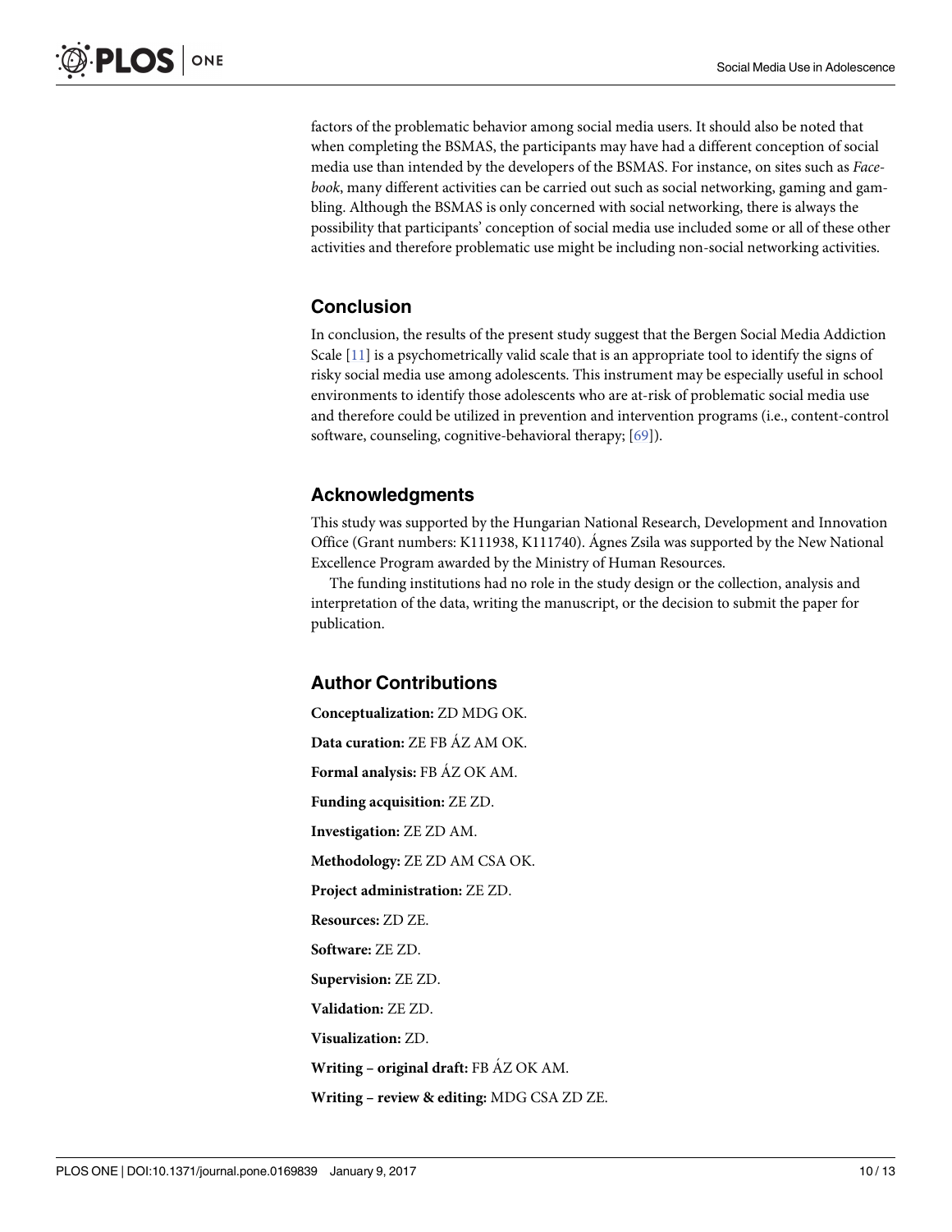factors of the problematic behavior among social media users. It should also be noted that when completing the BSMAS, the participants may have had a different conception of social media use than intended by the developers of the BSMAS. For instance, on sites such as *Facebook*, many different activities can be carried out such as social networking, gaming and gambling. Although the BSMAS is only concerned with social networking, there is always the possibility that participants' conception of social media use included some or all of these other activities and therefore problematic use might be including non-social networking activities.

## Conclusion

In conclusion, the results of the present study suggest that the Bergen Social Media Addiction Scale [11] is a psychometrically valid scale that is an appropriate tool to identify the signs of risky social media use among adolescents. This instrument may be especially useful in school environments to identify those adolescents who are at-risk of problematic social media use and therefore could be utilized in prevention and intervention programs (i.e., content-control software, counseling, cognitive-behavioral therapy; [69]).

## Acknowledgments

This study was supported by the Hungarian National Research, Development and Innovation Office (Grant numbers: K111938, K111740). Ágnes Zsila was supported by the New National Excellence Program awarded by the Ministry of Human Resources.

The funding institutions had no role in the study design or the collection, analysis and interpretation of the data, writing the manuscript, or the decision to submit the paper for publication.

## Author Contributions

**Conceptualization:** ZD MDG OK.

**Data curation:** ZE FB ÁZ AM OK.

**Formal analysis:** FB ÁZ OK AM.

**Funding acquisition:** ZE ZD.

**Investigation:** ZE ZD AM.

**Methodology:** ZE ZD AM CSA OK.

**Project administration:** ZE ZD.

**Resources:** ZD ZE.

**Software:** ZE ZD.

**Supervision:** ZE ZD.

**Validation:** ZE ZD.

**Visualization:** ZD.

**Writing – original draft:** FB ÁZ OK AM.

**Writing – review & editing:** MDG CSA ZD ZE.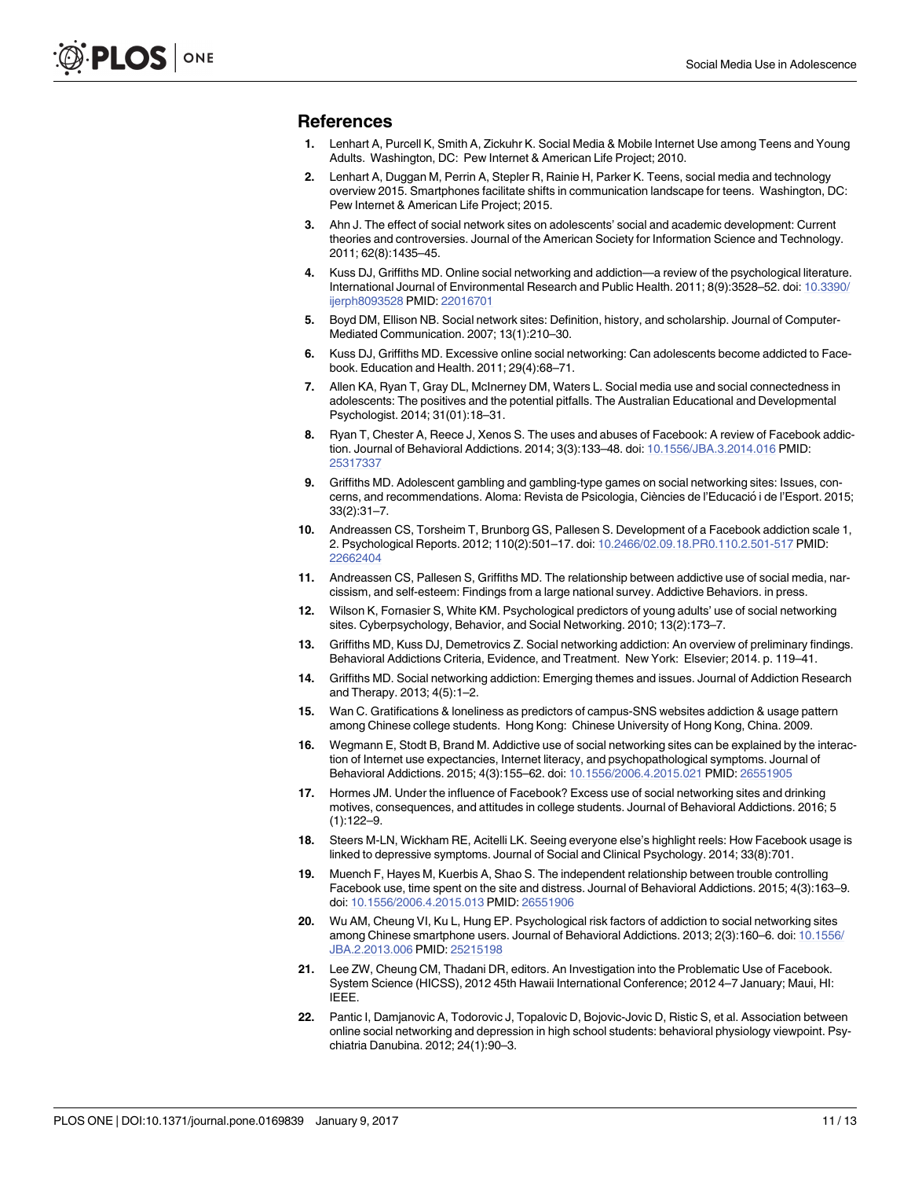## References

1. Lenhart A, Purcell K, Smith A, Zickuhr K. Social Media & Mobile Internet Use among Teens and Young Adults. Washington, DC: Pew Internet & American Life Project; 2010.
2. Lenhart A, Duggan M, Perrin A, Stepler R, Rainie H, Parker K. Teens, social media and technology overview 2015. Smartphones facilitate shifts in communication landscape for teens. Washington, DC: Pew Internet & American Life Project; 2015.
3. Ahn J. The effect of social network sites on adolescents' social and academic development: Current theories and controversies. Journal of the American Society for Information Science and Technology. 2011; 62(8):1435–45.
4. Kuss DJ, Griffiths MD. Online social networking and addiction—a review of the psychological literature. International Journal of Environmental Research and Public Health. 2011; 8(9):3528–52. doi: 10.3390/ijerph8093528 PMID: 22016701
5. Boyd DM, Ellison NB. Social network sites: Definition, history, and scholarship. Journal of Computer-Mediated Communication. 2007; 13(1):210–30.
6. Kuss DJ, Griffiths MD. Excessive online social networking: Can adolescents become addicted to Facebook. Education and Health. 2011; 29(4):68–71.
7. Allen KA, Ryan T, Gray DL, McInerney DM, Waters L. Social media use and social connectedness in adolescents: The positives and the potential pitfalls. The Australian Educational and Developmental Psychologist. 2014; 31(01):18–31.
8. Ryan T, Chester A, Reece J, Xenos S. The uses and abuses of Facebook: A review of Facebook addiction. Journal of Behavioral Addictions. 2014; 3(3):133–48. doi: 10.1556/JBA.3.2014.016 PMID: 25317337
9. Griffiths MD. Adolescent gambling and gambling-type games on social networking sites: Issues, concerns, and recommendations. Aloma: Revista de Psicologia, Ciències de l'Educació i de l'Esport. 2015; 33(2):31–7.
10. Andreassen CS, Torsheim T, Brunborg GS, Pallesen S. Development of a Facebook addiction scale 1, 2. Psychological Reports. 2012; 110(2):501–17. doi: 10.2466/02.09.18.PR0.110.2.501-517 PMID: 22662404
11. Andreassen CS, Pallesen S, Griffiths MD. The relationship between addictive use of social media, narcissism, and self-esteem: Findings from a large national survey. Addictive Behaviors. in press.
12. Wilson K, Fornasier S, White KM. Psychological predictors of young adults' use of social networking sites. Cyberpsychology, Behavior, and Social Networking. 2010; 13(2):173–7.
13. Griffiths MD, Kuss DJ, Demetrovics Z. Social networking addiction: An overview of preliminary findings. Behavioral Addictions Criteria, Evidence, and Treatment. New York: Elsevier; 2014. p. 119–41.
14. Griffiths MD. Social networking addiction: Emerging themes and issues. Journal of Addiction Research and Therapy. 2013; 4(5):1–2.
15. Wan C. Gratifications & loneliness as predictors of campus-SNS websites addiction & usage pattern among Chinese college students. Hong Kong: Chinese University of Hong Kong, China. 2009.
16. Wegmann E, Stodt B, Brand M. Addictive use of social networking sites can be explained by the interaction of Internet use expectancies, Internet literacy, and psychopathological symptoms. Journal of Behavioral Addictions. 2015; 4(3):155–62. doi: 10.1556/2006.4.2015.021 PMID: 26551905
17. Hormes JM. Under the influence of Facebook? Excess use of social networking sites and drinking motives, consequences, and attitudes in college students. Journal of Behavioral Addictions. 2016; 5 (1):122–9.
18. Steers M-LN, Wickham RE, Acitelli LK. Seeing everyone else's highlight reels: How Facebook usage is linked to depressive symptoms. Journal of Social and Clinical Psychology. 2014; 33(8):701.
19. Muench F, Hayes M, Kuerbis A, Shao S. The independent relationship between trouble controlling Facebook use, time spent on the site and distress. Journal of Behavioral Addictions. 2015; 4(3):163–9. doi: 10.1556/2006.4.2015.013 PMID: 26551906
20. Wu AM, Cheung VI, Ku L, Hung EP. Psychological risk factors of addiction to social networking sites among Chinese smartphone users. Journal of Behavioral Addictions. 2013; 2(3):160–6. doi: 10.1556/JBA.2.2013.006 PMID: 25215198
21. Lee ZW, Cheung CM, Thadani DR, editors. An Investigation into the Problematic Use of Facebook. System Science (HICSS), 2012 45th Hawaii International Conference; 2012 4–7 January; Maui, HI: IEEE.
22. Pantic I, Damjanovic A, Todorovic J, Topalovic D, Bojovic-Jovic D, Ristic S, et al. Association between online social networking and depression in high school students: behavioral physiology viewpoint. Psychiatria Danubina. 2012; 24(1):90–3.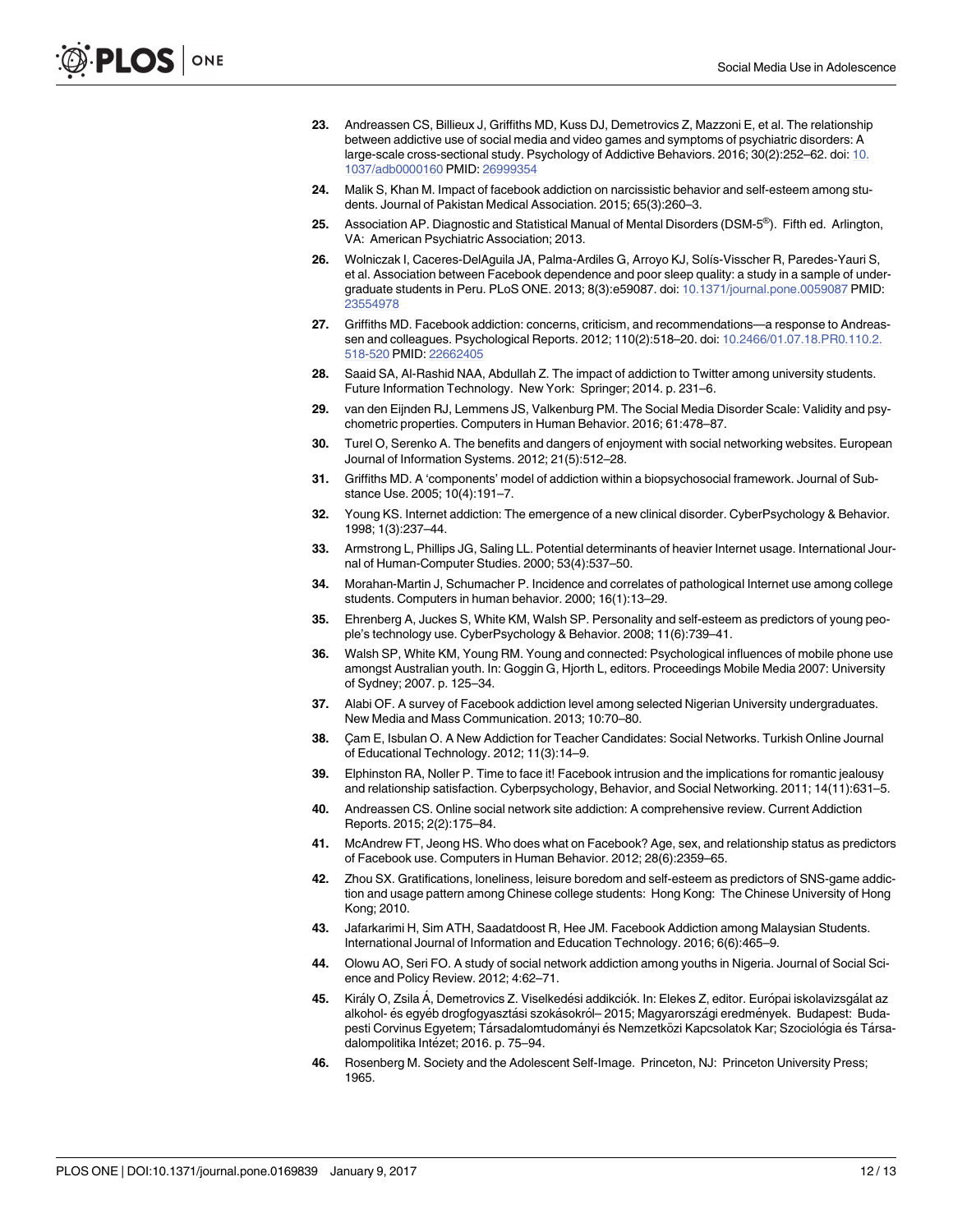23. Andreassen CS, Billieux J, Griffiths MD, Kuss DJ, Demetrovics Z, Mazzoni E, et al. The relationship between addictive use of social media and video games and symptoms of psychiatric disorders: A large-scale cross-sectional study. Psychology of Addictive Behaviors. 2016; 30(2):252–62. doi: 10.1037/adb0000160 PMID: 26999354

24. Malik S, Khan M. Impact of facebook addiction on narcissistic behavior and self-esteem among students. Journal of Pakistan Medical Association. 2015; 65(3):260–3.

25. Association AP. Diagnostic and Statistical Manual of Mental Disorders (DSM-5®). Fifth ed. Arlington, VA: American Psychiatric Association; 2013.

26. Wolniczak I, Caceres-DelAguila JA, Palma-Ardiles G, Arroyo KJ, Solís-Visscher R, Paredes-Yauri S, et al. Association between Facebook dependence and poor sleep quality: a study in a sample of undergraduate students in Peru. PLoS ONE. 2013; 8(3):e59087. doi: 10.1371/journal.pone.0059087 PMID: 23554978

27. Griffiths MD. Facebook addiction: concerns, criticism, and recommendations—a response to Andreassen and colleagues. Psychological Reports. 2012; 110(2):518–20. doi: 10.2466/01.07.18.PR0.110.2.518-520 PMID: 22662405

28. Saaid SA, Al-Rashid NAA, Abdullah Z. The impact of addiction to Twitter among university students. Future Information Technology. New York: Springer; 2014. p. 231–6.

29. van den Eijnden RJ, Lemmens JS, Valkenburg PM. The Social Media Disorder Scale: Validity and psychometric properties. Computers in Human Behavior. 2016; 61:478–87.

30. Turel O, Serenko A. The benefits and dangers of enjoyment with social networking websites. European Journal of Information Systems. 2012; 21(5):512–28.

31. Griffiths MD. A 'components' model of addiction within a biopsychosocial framework. Journal of Substance Use. 2005; 10(4):191–7.

32. Young KS. Internet addiction: The emergence of a new clinical disorder. CyberPsychology & Behavior. 1998; 1(3):237–44.

33. Armstrong L, Phillips JG, Saling LL. Potential determinants of heavier Internet usage. International Journal of Human-Computer Studies. 2000; 53(4):537–50.

34. Morahan-Martin J, Schumacher P. Incidence and correlates of pathological Internet use among college students. Computers in human behavior. 2000; 16(1):13–29.

35. Ehrenberg A, Juckes S, White KM, Walsh SP. Personality and self-esteem as predictors of young people's technology use. CyberPsychology & Behavior. 2008; 11(6):739–41.

36. Walsh SP, White KM, Young RM. Young and connected: Psychological influences of mobile phone use amongst Australian youth. In: Goggin G, Hjorth L, editors. Proceedings Mobile Media 2007: University of Sydney; 2007. p. 125–34.

37. Alabi OF. A survey of Facebook addiction level among selected Nigerian University undergraduates. New Media and Mass Communication. 2013; 10:70–80.

38. Çam E, Isbulan O. A New Addiction for Teacher Candidates: Social Networks. Turkish Online Journal of Educational Technology. 2012; 11(3):14–9.

39. Elphinston RA, Noller P. Time to face it! Facebook intrusion and the implications for romantic jealousy and relationship satisfaction. Cyberpsychology, Behavior, and Social Networking. 2011; 14(11):631–5.

40. Andreassen CS. Online social network site addiction: A comprehensive review. Current Addiction Reports. 2015; 2(2):175–84.

41. McAndrew FT, Jeong HS. Who does what on Facebook? Age, sex, and relationship status as predictors of Facebook use. Computers in Human Behavior. 2012; 28(6):2359–65.

42. Zhou SX. Gratifications, loneliness, leisure boredom and self-esteem as predictors of SNS-game addiction and usage pattern among Chinese college students: Hong Kong: The Chinese University of Hong Kong; 2010.

43. Jafarkarimi H, Sim ATH, Saadatdoost R, Hee JM. Facebook Addiction among Malaysian Students. International Journal of Information and Education Technology. 2016; 6(6):465–9.

44. Olowu AO, Seri FO. A study of social network addiction among youths in Nigeria. Journal of Social Science and Policy Review. 2012; 4:62–71.

45. Király O, Zsila Á, Demetrovics Z. Viselkedési addikciók. In: Elekes Z, editor. Európai iskolavizsgálat az alkohol- és egyéb drogfogyasztási szokásokról– 2015; Magyarországi eredmények. Budapest: Budapesti Corvinus Egyetem; Társadalomtudományi és Nemzetközi Kapcsolatok Kar; Szociológia és Társadalompolitika Intézet; 2016. p. 75–94.

46. Rosenberg M. Society and the Adolescent Self-Image. Princeton, NJ: Princeton University Press; 1965.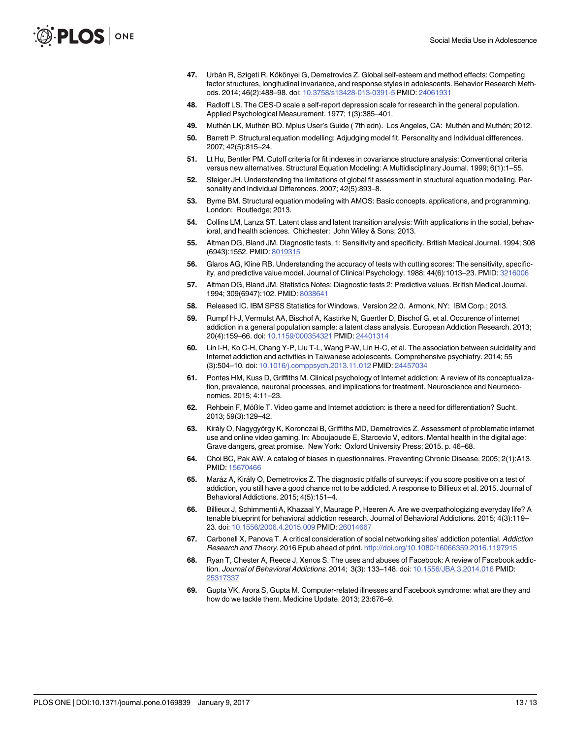47. Urbán R, Szigeti R, Kökönyei G, Demetrovics Z. Global self-esteem and method effects: Competing factor structures, longitudinal invariance, and response styles in adolescents. Behavior Research Methods. 2014; 46(2):488–98. doi: 10.3758/s13428-013-0391-5 PMID: 24061931

48. Radloff LS. The CES-D scale a self-report depression scale for research in the general population. Applied Psychological Measurement. 1977; 1(3):385–401.

49. Muthén LK, Muthén BO. Mplus User's Guide ( 7th edn). Los Angeles, CA: Muthén and Muthén; 2012.

50. Barrett P. Structural equation modelling: Adjudging model fit. Personality and Individual differences. 2007; 42(5):815–24.

51. Lt Hu, Bentler PM. Cutoff criteria for fit indexes in covariance structure analysis: Conventional criteria versus new alternatives. Structural Equation Modeling: A Multidisciplinary Journal. 1999; 6(1):1–55.

52. Steiger JH. Understanding the limitations of global fit assessment in structural equation modeling. Personality and Individual Differences. 2007; 42(5):893–8.

53. Byrne BM. Structural equation modeling with AMOS: Basic concepts, applications, and programming. London: Routledge; 2013.

54. Collins LM, Lanza ST. Latent class and latent transition analysis: With applications in the social, behavioral, and health sciences. Chichester: John Wiley & Sons; 2013.

55. Altman DG, Bland JM. Diagnostic tests. 1: Sensitivity and specificity. British Medical Journal. 1994; 308 (6943):1552. PMID: 8019315

56. Glaros AG, Kline RB. Understanding the accuracy of tests with cutting scores: The sensitivity, specificity, and predictive value model. Journal of Clinical Psychology. 1988; 44(6):1013–23. PMID: 3216006

57. Altman DG, Bland JM. Statistics Notes: Diagnostic tests 2: Predictive values. British Medical Journal. 1994; 309(6947):102. PMID: 8038641

58. Released IC. IBM SPSS Statistics for Windows, Version 22.0. Armonk, NY: IBM Corp.; 2013.

59. Rumpf H-J, Vermulst AA, Bischof A, Kastirke N, Guertler D, Bischof G, et al. Occurence of internet addiction in a general population sample: a latent class analysis. European Addiction Research. 2013; 20(4):159–66. doi: 10.1159/000354321 PMID: 24401314

60. Lin I-H, Ko C-H, Chang Y-P, Liu T-L, Wang P-W, Lin H-C, et al. The association between suicidality and Internet addiction and activities in Taiwanese adolescents. Comprehensive psychiatry. 2014; 55 (3):504–10. doi: 10.1016/j.comppsych.2013.11.012 PMID: 24457034

61. Pontes HM, Kuss D, Griffiths M. Clinical psychology of Internet addiction: A review of its conceptualization, prevalence, neuronal processes, and implications for treatment. Neuroscience and Neuroeconomics. 2015; 4:11–23.

62. Rehbein F, Mößle T. Video game and Internet addiction: is there a need for differentiation? Sucht. 2013; 59(3):129–42.

63. Király O, Nagygyörgy K, Koronczai B, Griffiths MD, Demetrovics Z. Assessment of problematic internet use and online video gaming. In: Aboujaoude E, Starcevic V, editors. Mental health in the digital age: Grave dangers, great promise. New York: Oxford University Press; 2015. p. 46–68.

64. Choi BC, Pak AW. A catalog of biases in questionnaires. Preventing Chronic Disease. 2005; 2(1):A13. PMID: 15670466

65. Maráz A, Király O, Demetrovics Z. The diagnostic pitfalls of surveys: if you score positive on a test of addiction, you still have a good chance not to be addicted. A response to Billieux et al. 2015. Journal of Behavioral Addictions. 2015; 4(5):151–4.

66. Billieux J, Schimmenti A, Khazaal Y, Maurage P, Heeren A. Are we overpathologizing everyday life? A tenable blueprint for behavioral addiction research. Journal of Behavioral Addictions. 2015; 4(3):119–23. doi: 10.1556/2006.4.2015.009 PMID: 26014667

67. Carbonell X, Panova T. A critical consideration of social networking sites' addiction potential. *Addiction Research and Theory*. 2016 Epub ahead of print. http://doi.org/10.1080/16066359.2016.1197915

68. Ryan T, Chester A, Reece J, Xenos S. The uses and abuses of Facebook: A review of Facebook addiction. *Journal of Behavioral Addictions*. 2014; 3(3): 133–148. doi: 10.1556/JBA.3.2014.016 PMID: 25317337

69. Gupta VK, Arora S, Gupta M. Computer-related illnesses and Facebook syndrome: what are they and how do we tackle them. Medicine Update. 2013; 23:676–9.